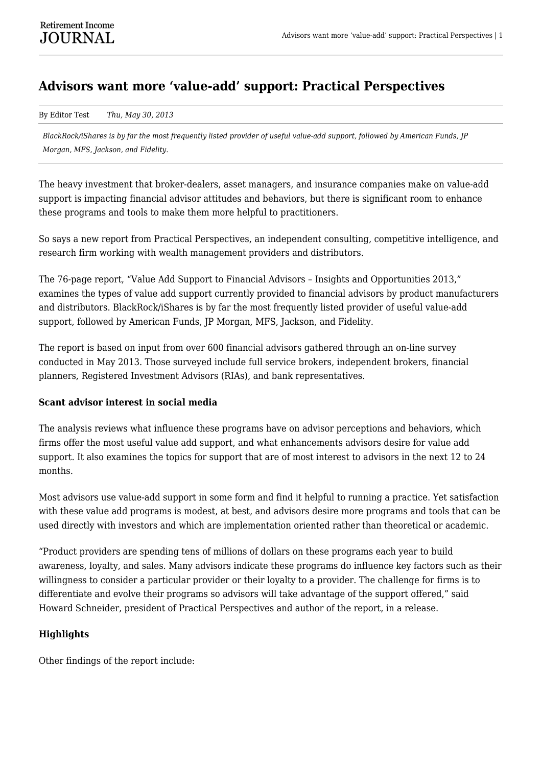# Advisors want more 'value-add' support: Practical Perspectives

By Editor Test *Thu, May 30, 2013*

*BlackRock/iShares is by far the most frequently listed provider of useful value-add support, followed by American Funds, JP Morgan, MFS, Jackson, and Fidelity.*

The heavy investment that broker-dealers, asset managers, and insurance companies make on value-add support is impacting financial advisor attitudes and behaviors, but there is significant room to enhance these programs and tools to make them more helpful to practitioners.

So says a new report from Practical Perspectives, an independent consulting, competitive intelligence, and research firm working with wealth management providers and distributors.

The 76-page report, "Value Add Support to Financial Advisors – Insights and Opportunities 2013," examines the types of value add support currently provided to financial advisors by product manufacturers and distributors. BlackRock/iShares is by far the most frequently listed provider of useful value-add support, followed by American Funds, JP Morgan, MFS, Jackson, and Fidelity.

The report is based on input from over 600 financial advisors gathered through an on-line survey conducted in May 2013. Those surveyed include full service brokers, independent brokers, financial planners, Registered Investment Advisors (RIAs), and bank representatives.

**Scant advisor interest in social media**

The analysis reviews what influence these programs have on advisor perceptions and behaviors, which firms offer the most useful value add support, and what enhancements advisors desire for value add support. It also examines the topics for support that are of most interest to advisors in the next 12 to 24 months.

Most advisors use value-add support in some form and find it helpful to running a practice. Yet satisfaction with these value add programs is modest, at best, and advisors desire more programs and tools that can be used directly with investors and which are implementation oriented rather than theoretical or academic.

"Product providers are spending tens of millions of dollars on these programs each year to build awareness, loyalty, and sales. Many advisors indicate these programs do influence key factors such as their willingness to consider a particular provider or their loyalty to a provider. The challenge for firms is to differentiate and evolve their programs so advisors will take advantage of the support offered," said Howard Schneider, president of Practical Perspectives and author of the report, in a release.

**Highlights**

Other findings of the report include: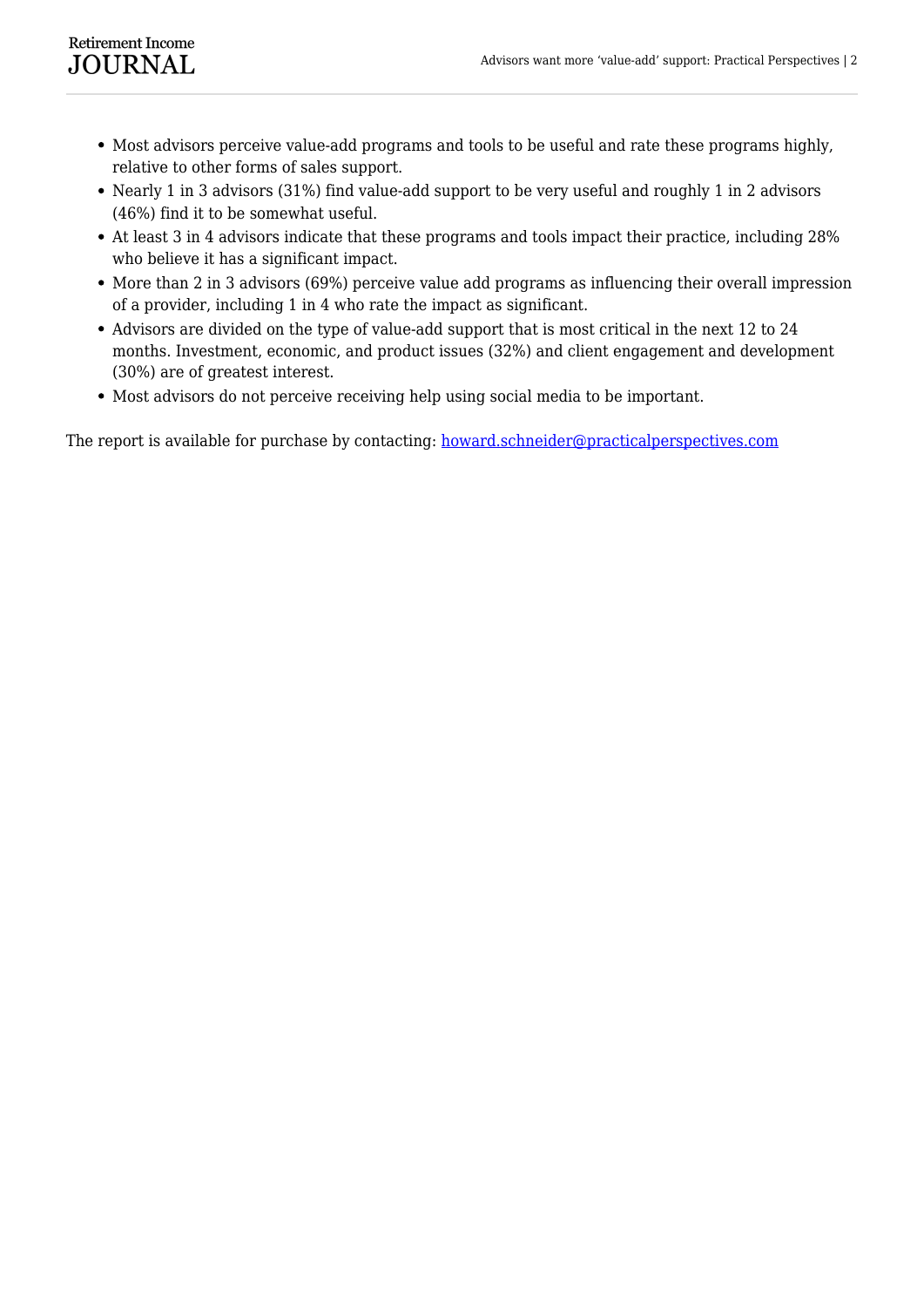- Most advisors perceive value-add programs and tools to be useful and rate these programs highly, relative to other forms of sales support.
- Nearly 1 in 3 advisors (31%) find value-add support to be very useful and roughly 1 in 2 advisors (46%) find it to be somewhat useful.
- At least 3 in 4 advisors indicate that these programs and tools impact their practice, including 28% who believe it has a significant impact.
- More than 2 in 3 advisors (69%) perceive value add programs as influencing their overall impression of a provider, including 1 in 4 who rate the impact as significant.
- Advisors are divided on the type of value-add support that is most critical in the next 12 to 24 months. Investment, economic, and product issues (32%) and client engagement and development (30%) are of greatest interest.
- Most advisors do not perceive receiving help using social media to be important.

The report is available for purchase by contacting: [howard.schneider@practicalperspectives.com](mailto:howard.schneider@practicalperspectives.com)